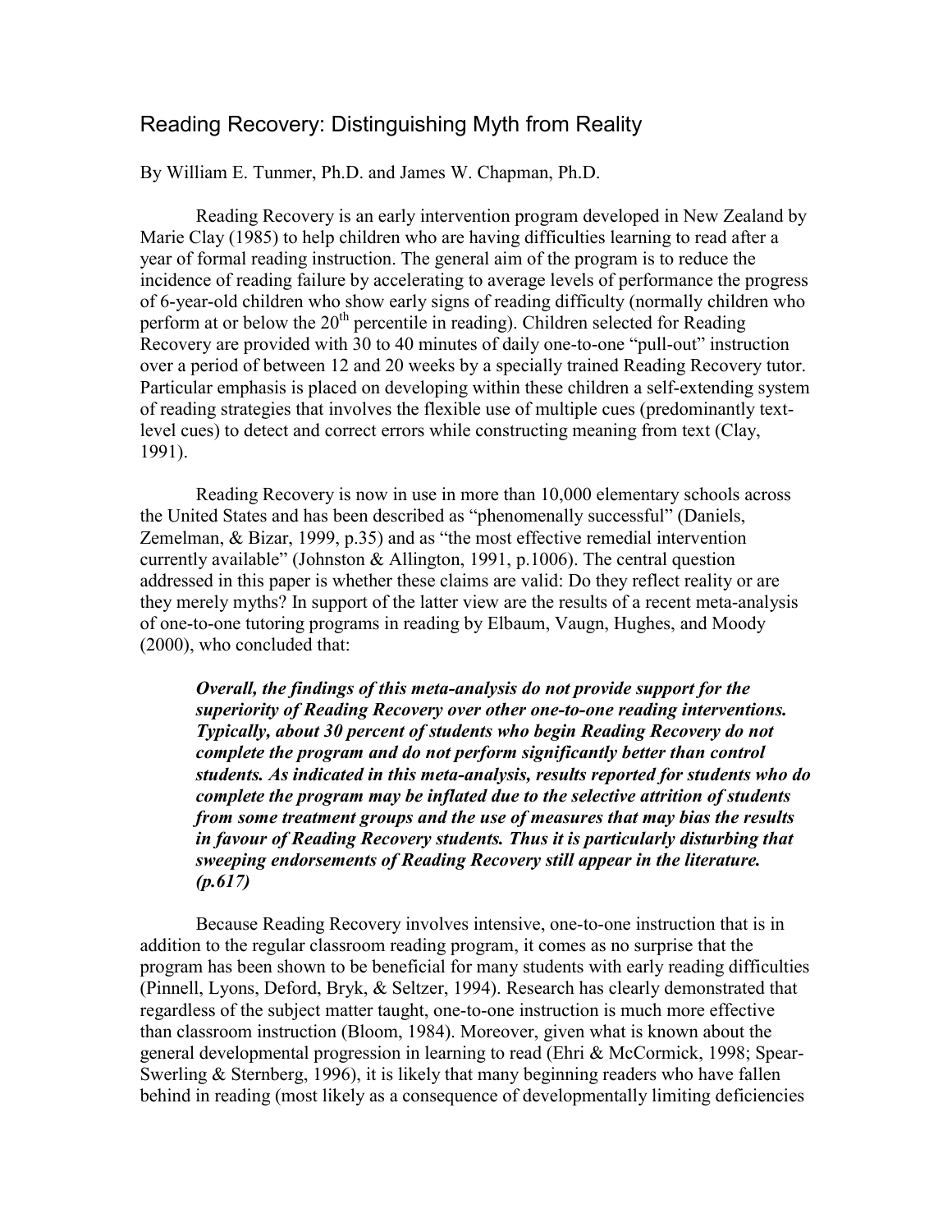# Reading Recovery: Distinguishing Myth from Reality

By William E. Tunmer, Ph.D. and James W. Chapman, Ph.D.

Reading Recovery is an early intervention program developed in New Zealand by Marie Clay (1985) to help children who are having difficulties learning to read after a year of formal reading instruction. The general aim of the program is to reduce the incidence of reading failure by accelerating to average levels of performance the progress of 6-year-old children who show early signs of reading difficulty (normally children who perform at or below the 20th percentile in reading). Children selected for Reading Recovery are provided with 30 to 40 minutes of daily one-to-one "pull-out" instruction over a period of between 12 and 20 weeks by a specially trained Reading Recovery tutor. Particular emphasis is placed on developing within these children a self-extending system of reading strategies that involves the flexible use of multiple cues (predominantly text-level cues) to detect and correct errors while constructing meaning from text (Clay, 1991).

Reading Recovery is now in use in more than 10,000 elementary schools across the United States and has been described as "phenomenally successful" (Daniels, Zemelman, & Bizar, 1999, p.35) and as "the most effective remedial intervention currently available" (Johnston & Allington, 1991, p.1006). The central question addressed in this paper is whether these claims are valid: Do they reflect reality or are they merely myths? In support of the latter view are the results of a recent meta-analysis of one-to-one tutoring programs in reading by Elbaum, Vaugn, Hughes, and Moody (2000), who concluded that:

> ***Overall, the findings of this meta-analysis do not provide support for the superiority of Reading Recovery over other one-to-one reading interventions. Typically, about 30 percent of students who begin Reading Recovery do not complete the program and do not perform significantly better than control students. As indicated in this meta-analysis, results reported for students who do complete the program may be inflated due to the selective attrition of students from some treatment groups and the use of measures that may bias the results in favour of Reading Recovery students. Thus it is particularly disturbing that sweeping endorsements of Reading Recovery still appear in the literature. (p.617)***

Because Reading Recovery involves intensive, one-to-one instruction that is in addition to the regular classroom reading program, it comes as no surprise that the program has been shown to be beneficial for many students with early reading difficulties (Pinnell, Lyons, Deford, Bryk, & Seltzer, 1994). Research has clearly demonstrated that regardless of the subject matter taught, one-to-one instruction is much more effective than classroom instruction (Bloom, 1984). Moreover, given what is known about the general developmental progression in learning to read (Ehri & McCormick, 1998; Spear-Swerling & Sternberg, 1996), it is likely that many beginning readers who have fallen behind in reading (most likely as a consequence of developmentally limiting deficiencies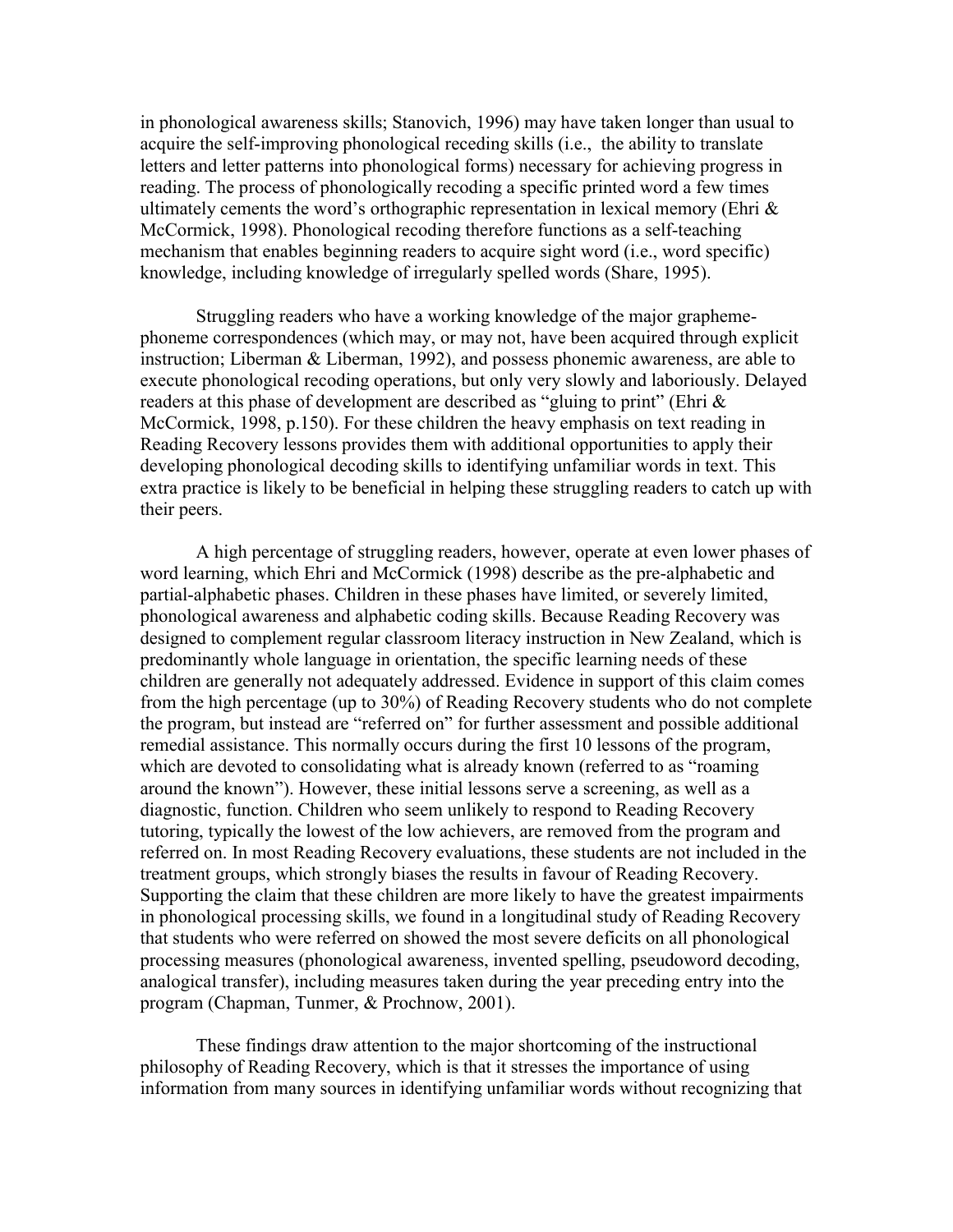in phonological awareness skills; Stanovich, 1996) may have taken longer than usual to acquire the self-improving phonological receding skills (i.e., the ability to translate letters and letter patterns into phonological forms) necessary for achieving progress in reading. The process of phonologically recoding a specific printed word a few times ultimately cements the word's orthographic representation in lexical memory (Ehri & McCormick, 1998). Phonological recoding therefore functions as a self-teaching mechanism that enables beginning readers to acquire sight word (i.e., word specific) knowledge, including knowledge of irregularly spelled words (Share, 1995).

Struggling readers who have a working knowledge of the major grapheme-phoneme correspondences (which may, or may not, have been acquired through explicit instruction; Liberman & Liberman, 1992), and possess phonemic awareness, are able to execute phonological recoding operations, but only very slowly and laboriously. Delayed readers at this phase of development are described as "gluing to print" (Ehri & McCormick, 1998, p.150). For these children the heavy emphasis on text reading in Reading Recovery lessons provides them with additional opportunities to apply their developing phonological decoding skills to identifying unfamiliar words in text. This extra practice is likely to be beneficial in helping these struggling readers to catch up with their peers.

A high percentage of struggling readers, however, operate at even lower phases of word learning, which Ehri and McCormick (1998) describe as the pre-alphabetic and partial-alphabetic phases. Children in these phases have limited, or severely limited, phonological awareness and alphabetic coding skills. Because Reading Recovery was designed to complement regular classroom literacy instruction in New Zealand, which is predominantly whole language in orientation, the specific learning needs of these children are generally not adequately addressed. Evidence in support of this claim comes from the high percentage (up to 30%) of Reading Recovery students who do not complete the program, but instead are "referred on" for further assessment and possible additional remedial assistance. This normally occurs during the first 10 lessons of the program, which are devoted to consolidating what is already known (referred to as "roaming around the known"). However, these initial lessons serve a screening, as well as a diagnostic, function. Children who seem unlikely to respond to Reading Recovery tutoring, typically the lowest of the low achievers, are removed from the program and referred on. In most Reading Recovery evaluations, these students are not included in the treatment groups, which strongly biases the results in favour of Reading Recovery. Supporting the claim that these children are more likely to have the greatest impairments in phonological processing skills, we found in a longitudinal study of Reading Recovery that students who were referred on showed the most severe deficits on all phonological processing measures (phonological awareness, invented spelling, pseudoword decoding, analogical transfer), including measures taken during the year preceding entry into the program (Chapman, Tunmer, & Prochnow, 2001).

These findings draw attention to the major shortcoming of the instructional philosophy of Reading Recovery, which is that it stresses the importance of using information from many sources in identifying unfamiliar words without recognizing that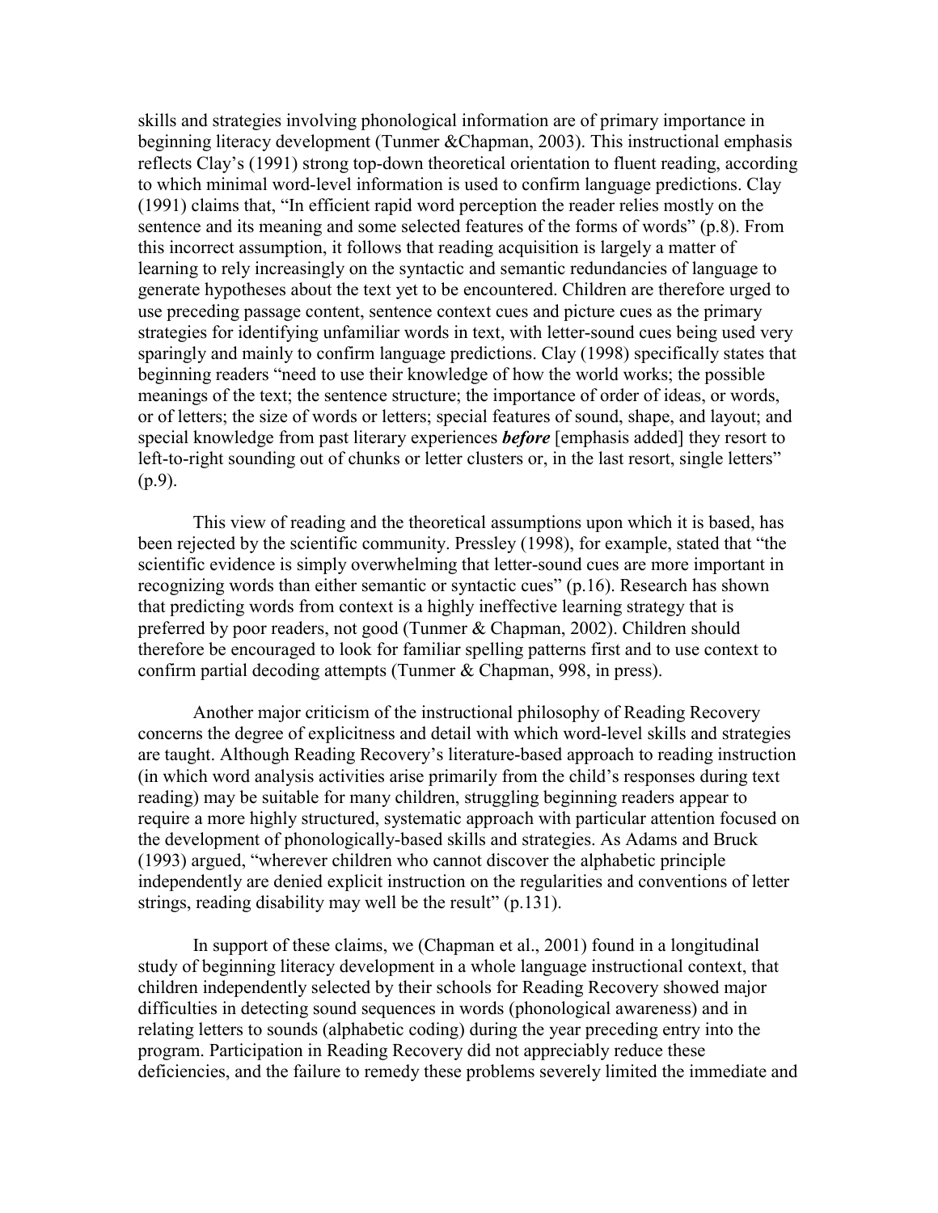skills and strategies involving phonological information are of primary importance in beginning literacy development (Tunmer &Chapman, 2003). This instructional emphasis reflects Clay's (1991) strong top-down theoretical orientation to fluent reading, according to which minimal word-level information is used to confirm language predictions. Clay (1991) claims that, "In efficient rapid word perception the reader relies mostly on the sentence and its meaning and some selected features of the forms of words" (p.8). From this incorrect assumption, it follows that reading acquisition is largely a matter of learning to rely increasingly on the syntactic and semantic redundancies of language to generate hypotheses about the text yet to be encountered. Children are therefore urged to use preceding passage content, sentence context cues and picture cues as the primary strategies for identifying unfamiliar words in text, with letter-sound cues being used very sparingly and mainly to confirm language predictions. Clay (1998) specifically states that beginning readers "need to use their knowledge of how the world works; the possible meanings of the text; the sentence structure; the importance of order of ideas, or words, or of letters; the size of words or letters; special features of sound, shape, and layout; and special knowledge from past literary experiences ***before*** [emphasis added] they resort to left-to-right sounding out of chunks or letter clusters or, in the last resort, single letters" (p.9).

This view of reading and the theoretical assumptions upon which it is based, has been rejected by the scientific community. Pressley (1998), for example, stated that "the scientific evidence is simply overwhelming that letter-sound cues are more important in recognizing words than either semantic or syntactic cues" (p.16). Research has shown that predicting words from context is a highly ineffective learning strategy that is preferred by poor readers, not good (Tunmer & Chapman, 2002). Children should therefore be encouraged to look for familiar spelling patterns first and to use context to confirm partial decoding attempts (Tunmer & Chapman, 998, in press).

Another major criticism of the instructional philosophy of Reading Recovery concerns the degree of explicitness and detail with which word-level skills and strategies are taught. Although Reading Recovery's literature-based approach to reading instruction (in which word analysis activities arise primarily from the child's responses during text reading) may be suitable for many children, struggling beginning readers appear to require a more highly structured, systematic approach with particular attention focused on the development of phonologically-based skills and strategies. As Adams and Bruck (1993) argued, "wherever children who cannot discover the alphabetic principle independently are denied explicit instruction on the regularities and conventions of letter strings, reading disability may well be the result" (p.131).

In support of these claims, we (Chapman et al., 2001) found in a longitudinal study of beginning literacy development in a whole language instructional context, that children independently selected by their schools for Reading Recovery showed major difficulties in detecting sound sequences in words (phonological awareness) and in relating letters to sounds (alphabetic coding) during the year preceding entry into the program. Participation in Reading Recovery did not appreciably reduce these deficiencies, and the failure to remedy these problems severely limited the immediate and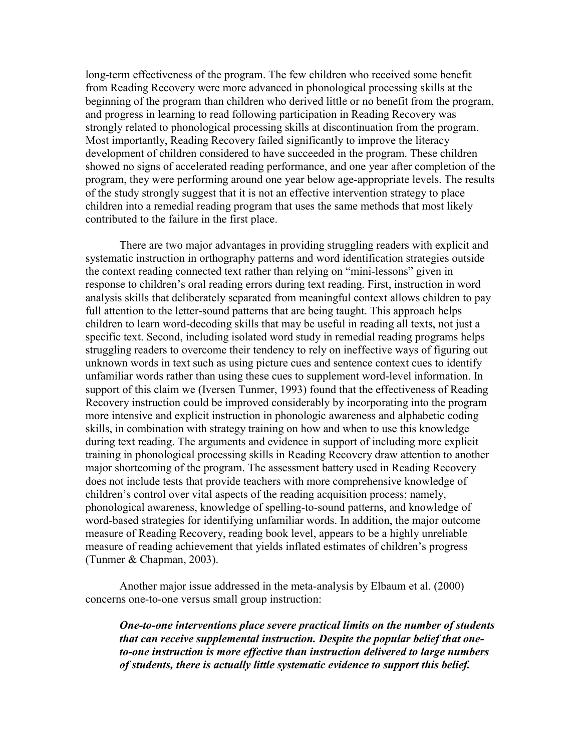long-term effectiveness of the program. The few children who received some benefit from Reading Recovery were more advanced in phonological processing skills at the beginning of the program than children who derived little or no benefit from the program, and progress in learning to read following participation in Reading Recovery was strongly related to phonological processing skills at discontinuation from the program. Most importantly, Reading Recovery failed significantly to improve the literacy development of children considered to have succeeded in the program. These children showed no signs of accelerated reading performance, and one year after completion of the program, they were performing around one year below age-appropriate levels. The results of the study strongly suggest that it is not an effective intervention strategy to place children into a remedial reading program that uses the same methods that most likely contributed to the failure in the first place.

There are two major advantages in providing struggling readers with explicit and systematic instruction in orthography patterns and word identification strategies outside the context reading connected text rather than relying on "mini-lessons" given in response to children's oral reading errors during text reading. First, instruction in word analysis skills that deliberately separated from meaningful context allows children to pay full attention to the letter-sound patterns that are being taught. This approach helps children to learn word-decoding skills that may be useful in reading all texts, not just a specific text. Second, including isolated word study in remedial reading programs helps struggling readers to overcome their tendency to rely on ineffective ways of figuring out unknown words in text such as using picture cues and sentence context cues to identify unfamiliar words rather than using these cues to supplement word-level information. In support of this claim we (Iversen Tunmer, 1993) found that the effectiveness of Reading Recovery instruction could be improved considerably by incorporating into the program more intensive and explicit instruction in phonologic awareness and alphabetic coding skills, in combination with strategy training on how and when to use this knowledge during text reading. The arguments and evidence in support of including more explicit training in phonological processing skills in Reading Recovery draw attention to another major shortcoming of the program. The assessment battery used in Reading Recovery does not include tests that provide teachers with more comprehensive knowledge of children's control over vital aspects of the reading acquisition process; namely, phonological awareness, knowledge of spelling-to-sound patterns, and knowledge of word-based strategies for identifying unfamiliar words. In addition, the major outcome measure of Reading Recovery, reading book level, appears to be a highly unreliable measure of reading achievement that yields inflated estimates of children's progress (Tunmer & Chapman, 2003).

Another major issue addressed in the meta-analysis by Elbaum et al. (2000) concerns one-to-one versus small group instruction:

> ***One-to-one interventions place severe practical limits on the number of students that can receive supplemental instruction. Despite the popular belief that one-to-one instruction is more effective than instruction delivered to large numbers of students, there is actually little systematic evidence to support this belief.***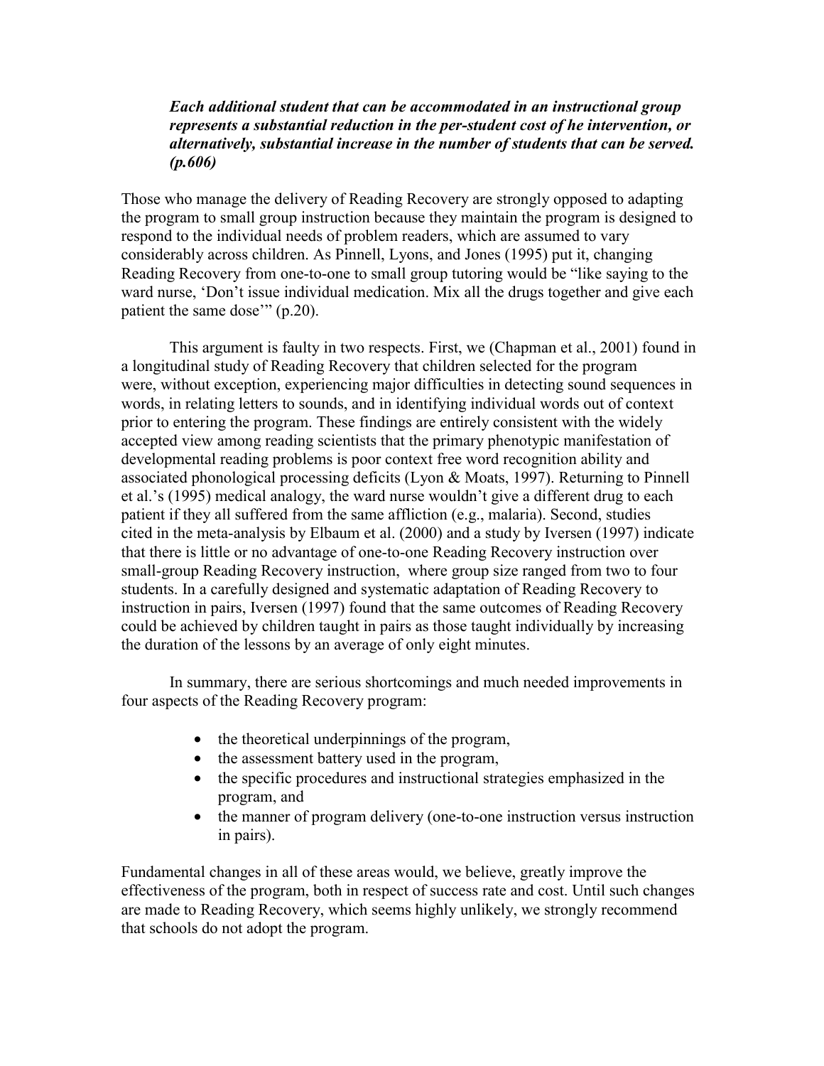> ***Each additional student that can be accommodated in an instructional group represents a substantial reduction in the per-student cost of he intervention, or alternatively, substantial increase in the number of students that can be served. (p.606)***

Those who manage the delivery of Reading Recovery are strongly opposed to adapting the program to small group instruction because they maintain the program is designed to respond to the individual needs of problem readers, which are assumed to vary considerably across children. As Pinnell, Lyons, and Jones (1995) put it, changing Reading Recovery from one-to-one to small group tutoring would be "like saying to the ward nurse, 'Don't issue individual medication. Mix all the drugs together and give each patient the same dose'" (p.20).

This argument is faulty in two respects. First, we (Chapman et al., 2001) found in a longitudinal study of Reading Recovery that children selected for the program were, without exception, experiencing major difficulties in detecting sound sequences in words, in relating letters to sounds, and in identifying individual words out of context prior to entering the program. These findings are entirely consistent with the widely accepted view among reading scientists that the primary phenotypic manifestation of developmental reading problems is poor context free word recognition ability and associated phonological processing deficits (Lyon & Moats, 1997). Returning to Pinnell et al.'s (1995) medical analogy, the ward nurse wouldn't give a different drug to each patient if they all suffered from the same affliction (e.g., malaria). Second, studies cited in the meta-analysis by Elbaum et al. (2000) and a study by Iversen (1997) indicate that there is little or no advantage of one-to-one Reading Recovery instruction over small-group Reading Recovery instruction, where group size ranged from two to four students. In a carefully designed and systematic adaptation of Reading Recovery to instruction in pairs, Iversen (1997) found that the same outcomes of Reading Recovery could be achieved by children taught in pairs as those taught individually by increasing the duration of the lessons by an average of only eight minutes.

In summary, there are serious shortcomings and much needed improvements in four aspects of the Reading Recovery program:

- the theoretical underpinnings of the program,
- the assessment battery used in the program,
- the specific procedures and instructional strategies emphasized in the program, and
- the manner of program delivery (one-to-one instruction versus instruction in pairs).

Fundamental changes in all of these areas would, we believe, greatly improve the effectiveness of the program, both in respect of success rate and cost. Until such changes are made to Reading Recovery, which seems highly unlikely, we strongly recommend that schools do not adopt the program.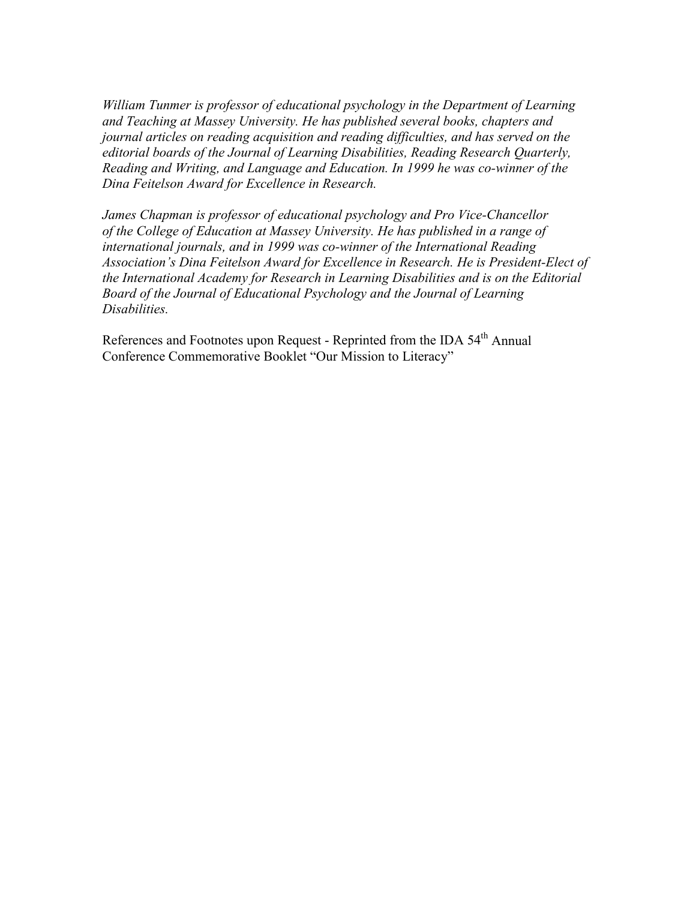*William Tunmer is professor of educational psychology in the Department of Learning and Teaching at Massey University. He has published several books, chapters and journal articles on reading acquisition and reading difficulties, and has served on the editorial boards of the Journal of Learning Disabilities, Reading Research Quarterly, Reading and Writing, and Language and Education. In 1999 he was co-winner of the Dina Feitelson Award for Excellence in Research.*

*James Chapman is professor of educational psychology and Pro Vice-Chancellor of the College of Education at Massey University. He has published in a range of international journals, and in 1999 was co-winner of the International Reading Association's Dina Feitelson Award for Excellence in Research. He is President-Elect of the International Academy for Research in Learning Disabilities and is on the Editorial Board of the Journal of Educational Psychology and the Journal of Learning Disabilities.*

References and Footnotes upon Request - Reprinted from the IDA 54th Annual Conference Commemorative Booklet "Our Mission to Literacy"